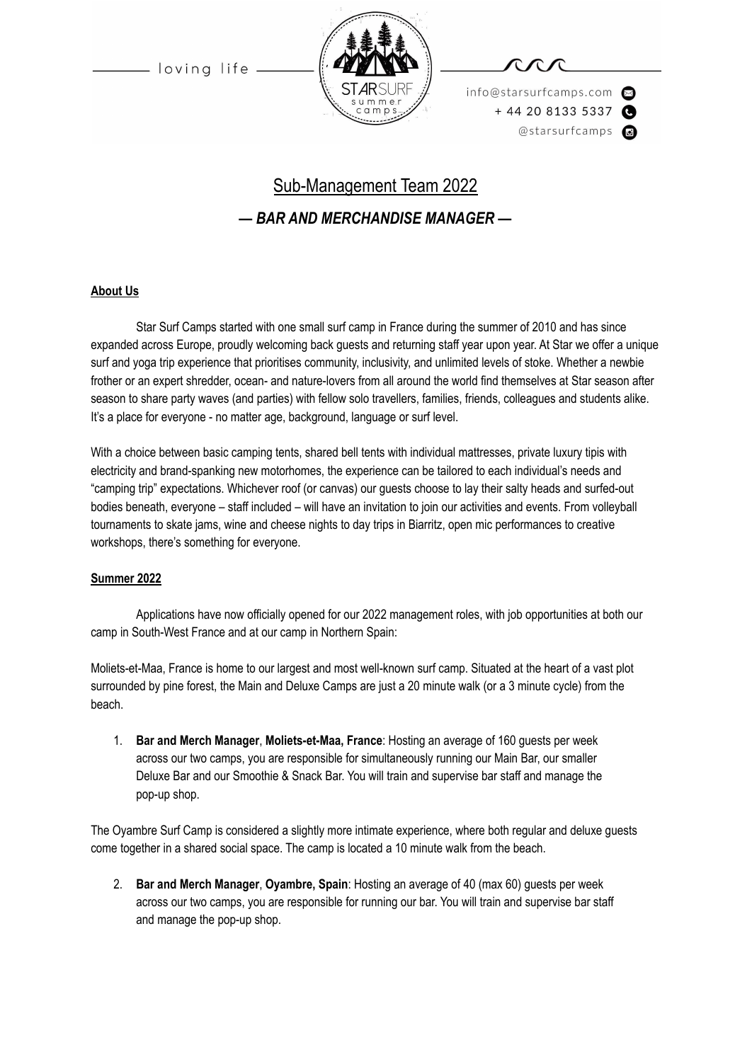loving life

STARSURF summer camps

info@starsurfcamps.com
+ 44 20 8133 5337
@starsurfcamps

# Sub-Management Team 2022

## *— BAR AND MERCHANDISE MANAGER —*

### About Us

Star Surf Camps started with one small surf camp in France during the summer of 2010 and has since expanded across Europe, proudly welcoming back guests and returning staff year upon year. At Star we offer a unique surf and yoga trip experience that prioritises community, inclusivity, and unlimited levels of stoke. Whether a newbie frother or an expert shredder, ocean- and nature-lovers from all around the world find themselves at Star season after season to share party waves (and parties) with fellow solo travellers, families, friends, colleagues and students alike. It's a place for everyone - no matter age, background, language or surf level.

With a choice between basic camping tents, shared bell tents with individual mattresses, private luxury tipis with electricity and brand-spanking new motorhomes, the experience can be tailored to each individual's needs and "camping trip" expectations. Whichever roof (or canvas) our guests choose to lay their salty heads and surfed-out bodies beneath, everyone – staff included – will have an invitation to join our activities and events. From volleyball tournaments to skate jams, wine and cheese nights to day trips in Biarritz, open mic performances to creative workshops, there's something for everyone.

### Summer 2022

Applications have now officially opened for our 2022 management roles, with job opportunities at both our camp in South-West France and at our camp in Northern Spain:

Moliets-et-Maa, France is home to our largest and most well-known surf camp. Situated at the heart of a vast plot surrounded by pine forest, the Main and Deluxe Camps are just a 20 minute walk (or a 3 minute cycle) from the beach.

1. **Bar and Merch Manager**, **Moliets-et-Maa, France**: Hosting an average of 160 guests per week across our two camps, you are responsible for simultaneously running our Main Bar, our smaller Deluxe Bar and our Smoothie & Snack Bar. You will train and supervise bar staff and manage the pop-up shop.

The Oyambre Surf Camp is considered a slightly more intimate experience, where both regular and deluxe guests come together in a shared social space. The camp is located a 10 minute walk from the beach.

2. **Bar and Merch Manager**, **Oyambre, Spain**: Hosting an average of 40 (max 60) guests per week across our two camps, you are responsible for running our bar. You will train and supervise bar staff and manage the pop-up shop.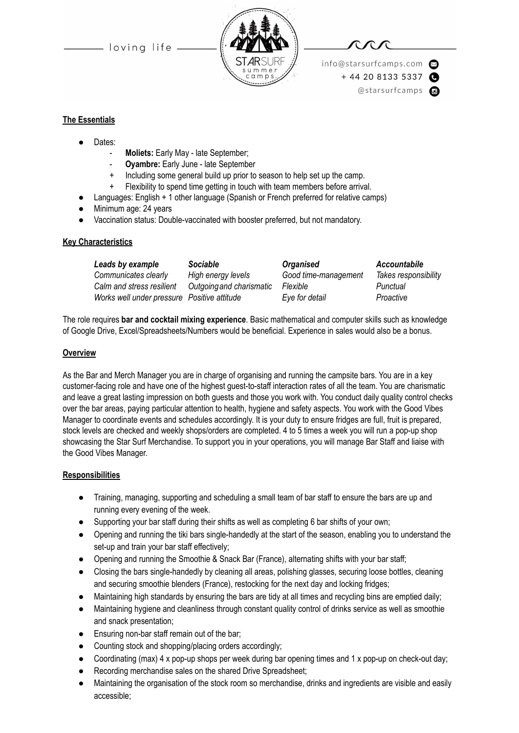## The Essentials

- Dates:
  - **Moliets:** Early May - late September;
  - **Oyambre:** Early June - late September
  - + Including some general build up prior to season to help set up the camp.
  - + Flexibility to spend time getting in touch with team members before arrival.
- Languages: English + 1 other language (Spanish or French preferred for relative camps)
- Minimum age: 24 years
- Vaccination status: Double-vaccinated with booster preferred, but not mandatory.

## Key Characteristics

| ***Leads by example*** | ***Sociable*** | ***Organised*** | ***Accountabile*** |
|---|---|---|---|
| *Communicates clearly* | *High energy levels* | *Good time-management* | *Takes responsibility* |
| *Calm and stress resilient* | *Outgoing and charismatic* | *Flexible* | *Punctual* |
| *Works well under pressure* | *Positive attitude* | *Eye for detail* | *Proactive* |

The role requires **bar and cocktail mixing experience**. Basic mathematical and computer skills such as knowledge of Google Drive, Excel/Spreadsheets/Numbers would be beneficial. Experience in sales would also be a bonus.

## Overview

As the Bar and Merch Manager you are in charge of organising and running the campsite bars. You are in a key customer-facing role and have one of the highest guest-to-staff interaction rates of all the team. You are charismatic and leave a great lasting impression on both guests and those you work with. You conduct daily quality control checks over the bar areas, paying particular attention to health, hygiene and safety aspects. You work with the Good Vibes Manager to coordinate events and schedules accordingly. It is your duty to ensure fridges are full, fruit is prepared, stock levels are checked and weekly shops/orders are completed. 4 to 5 times a week you will run a pop-up shop showcasing the Star Surf Merchandise. To support you in your operations, you will manage Bar Staff and liaise with the Good Vibes Manager.

## Responsibilities

- Training, managing, supporting and scheduling a small team of bar staff to ensure the bars are up and running every evening of the week.
- Supporting your bar staff during their shifts as well as completing 6 bar shifts of your own;
- Opening and running the tiki bars single-handedly at the start of the season, enabling you to understand the set-up and train your bar staff effectively;
- Opening and running the Smoothie & Snack Bar (France), alternating shifts with your bar staff;
- Closing the bars single-handedly by cleaning all areas, polishing glasses, securing loose bottles, cleaning and securing smoothie blenders (France), restocking for the next day and locking fridges;
- Maintaining high standards by ensuring the bars are tidy at all times and recycling bins are emptied daily;
- Maintaining hygiene and cleanliness through constant quality control of drinks service as well as smoothie and snack presentation;
- Ensuring non-bar staff remain out of the bar;
- Counting stock and shopping/placing orders accordingly;
- Coordinating (max) 4 x pop-up shops per week during bar opening times and 1 x pop-up on check-out day;
- Recording merchandise sales on the shared Drive Spreadsheet;
- Maintaining the organisation of the stock room so merchandise, drinks and ingredients are visible and easily accessible;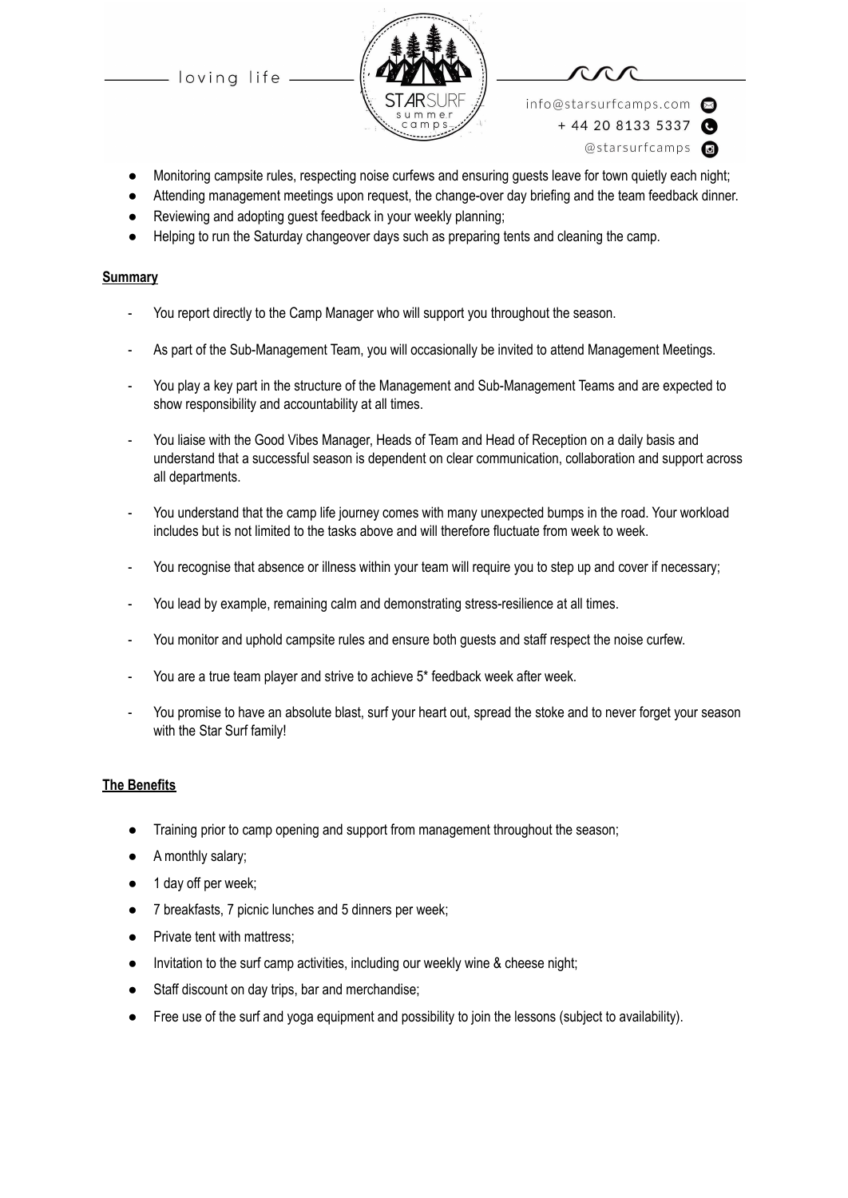- Monitoring campsite rules, respecting noise curfews and ensuring guests leave for town quietly each night;
- Attending management meetings upon request, the change-over day briefing and the team feedback dinner.
- Reviewing and adopting guest feedback in your weekly planning;
- Helping to run the Saturday changeover days such as preparing tents and cleaning the camp.

**Summary**

- You report directly to the Camp Manager who will support you throughout the season.
- As part of the Sub-Management Team, you will occasionally be invited to attend Management Meetings.
- You play a key part in the structure of the Management and Sub-Management Teams and are expected to show responsibility and accountability at all times.
- You liaise with the Good Vibes Manager, Heads of Team and Head of Reception on a daily basis and understand that a successful season is dependent on clear communication, collaboration and support across all departments.
- You understand that the camp life journey comes with many unexpected bumps in the road. Your workload includes but is not limited to the tasks above and will therefore fluctuate from week to week.
- You recognise that absence or illness within your team will require you to step up and cover if necessary;
- You lead by example, remaining calm and demonstrating stress-resilience at all times.
- You monitor and uphold campsite rules and ensure both guests and staff respect the noise curfew.
- You are a true team player and strive to achieve 5* feedback week after week.
- You promise to have an absolute blast, surf your heart out, spread the stoke and to never forget your season with the Star Surf family!

**The Benefits**

- Training prior to camp opening and support from management throughout the season;
- A monthly salary;
- 1 day off per week;
- 7 breakfasts, 7 picnic lunches and 5 dinners per week;
- Private tent with mattress;
- Invitation to the surf camp activities, including our weekly wine & cheese night;
- Staff discount on day trips, bar and merchandise;
- Free use of the surf and yoga equipment and possibility to join the lessons (subject to availability).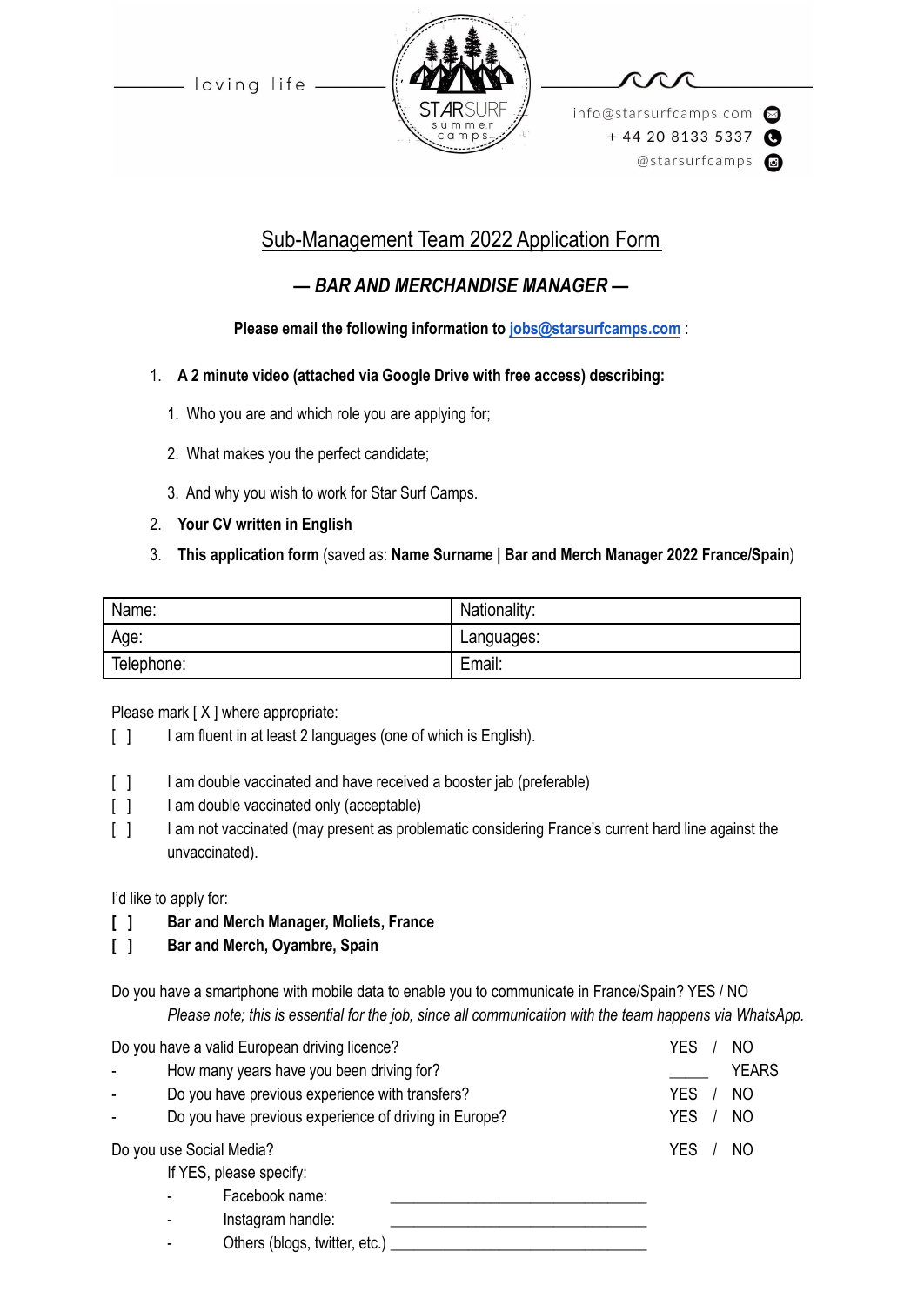loving life

STARSURF summer camps

info@starsurfcamps.com
+ 44 20 8133 5337
@starsurfcamps

# Sub-Management Team 2022 Application Form

## *— BAR AND MERCHANDISE MANAGER —*

**Please email the following information to jobs@starsurfcamps.com** :

1. **A 2 minute video (attached via Google Drive with free access) describing:**
   1. Who you are and which role you are applying for;
   2. What makes you the perfect candidate;
   3. And why you wish to work for Star Surf Camps.
2. **Your CV written in English**
3. **This application form** (saved as: **Name Surname | Bar and Merch Manager 2022 France/Spain**)

| Name: | Nationality: |
|---|---|
| Age: | Languages: |
| Telephone: | Email: |

Please mark [ X ] where appropriate:

[ ] I am fluent in at least 2 languages (one of which is English).

[ ] I am double vaccinated and have received a booster jab (preferable)
[ ] I am double vaccinated only (acceptable)
[ ] I am not vaccinated (may present as problematic considering France's current hard line against the unvaccinated).

I'd like to apply for:

**[ ] Bar and Merch Manager, Moliets, France**
**[ ] Bar and Merch, Oyambre, Spain**

Do you have a smartphone with mobile data to enable you to communicate in France/Spain? YES / NO
*Please note; this is essential for the job, since all communication with the team happens via WhatsApp.*

Do you have a valid European driving licence? YES / NO
- How many years have you been driving for? _____ YEARS
- Do you have previous experience with transfers? YES / NO
- Do you have previous experience of driving in Europe? YES / NO

Do you use Social Media? YES / NO

If YES, please specify:
- Facebook name: ______________________________
- Instagram handle: ______________________________
- Others (blogs, twitter, etc.) ______________________________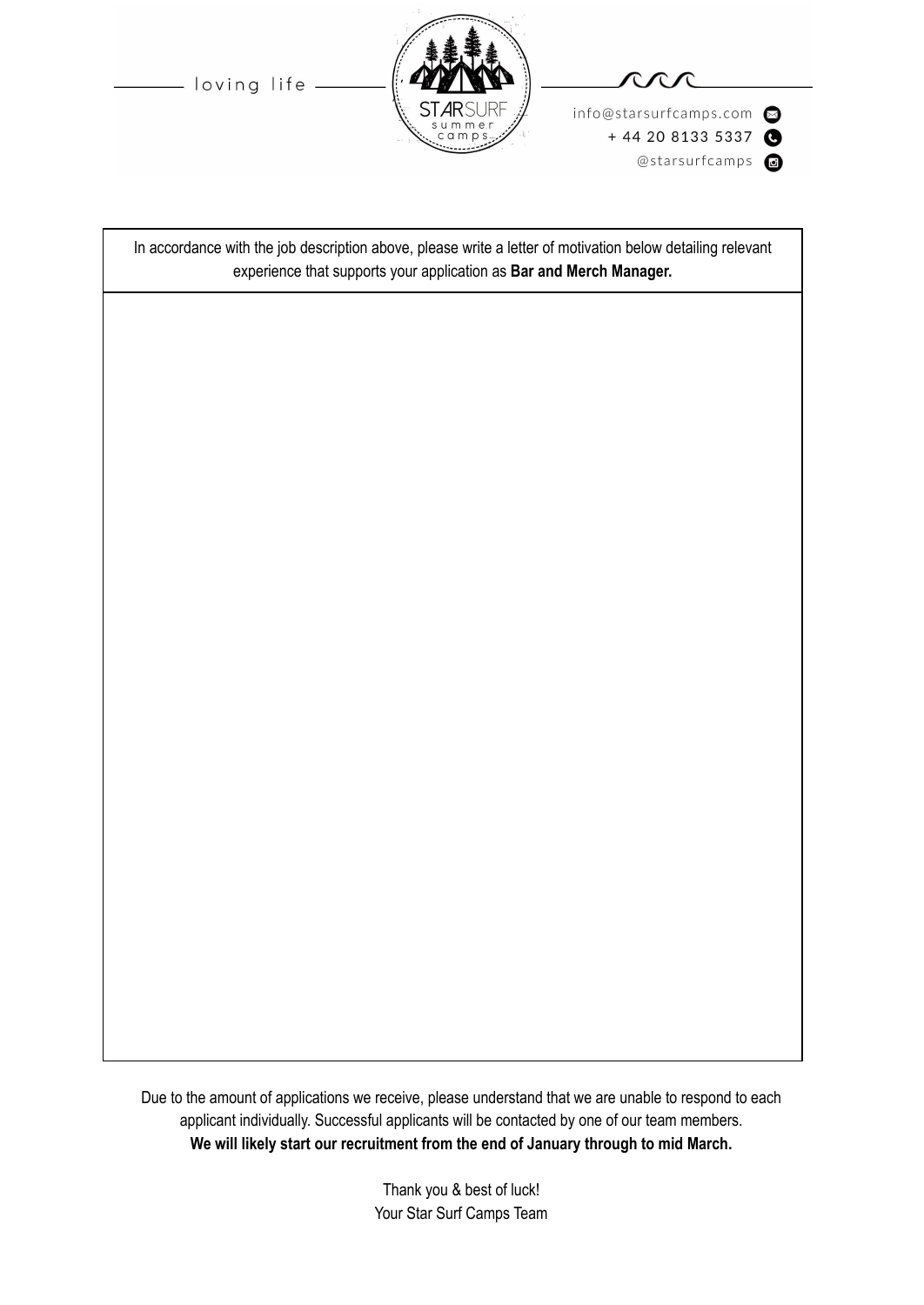loving life

STARSURF summer camps

info@starsurfcamps.com
+ 44 20 8133 5337
@starsurfcamps

| In accordance with the job description above, please write a letter of motivation below detailing relevant experience that supports your application as **Bar and Merch Manager.** |
| --- |
| |

Due to the amount of applications we receive, please understand that we are unable to respond to each applicant individually. Successful applicants will be contacted by one of our team members.
**We will likely start our recruitment from the end of January through to mid March.**

Thank you & best of luck!
Your Star Surf Camps Team